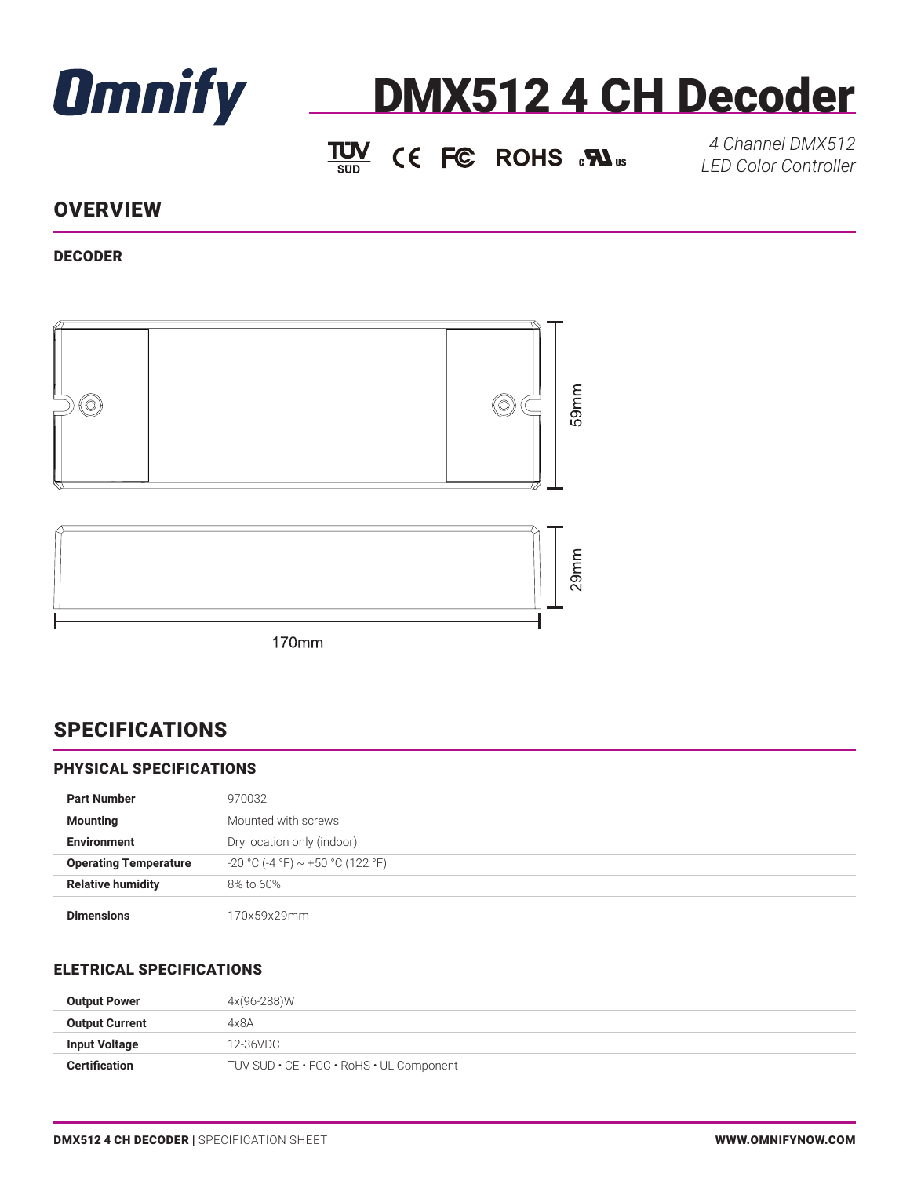# DMX512 4 CH Decoder

*4 Channel DMX512 LED Color Controller*

## OVERVIEW

### DECODER

59mm

29mm

170mm

## SPECIFICATIONS

### PHYSICAL SPECIFICATIONS

| | |
|---|---|
| **Part Number** | 970032 |
| **Mounting** | Mounted with screws |
| **Environment** | Dry location only (indoor) |
| **Operating Temperature** | -20 °C (-4 °F) ~ +50 °C (122 °F) |
| **Relative humidity** | 8% to 60% |
| **Dimensions** | 170x59x29mm |

### ELETRICAL SPECIFICATIONS

| | |
|---|---|
| **Output Power** | 4x(96-288)W |
| **Output Current** | 4x8A |
| **Input Voltage** | 12-36VDC |
| **Certification** | TUV SUD • CE • FCC • RoHS • UL Component |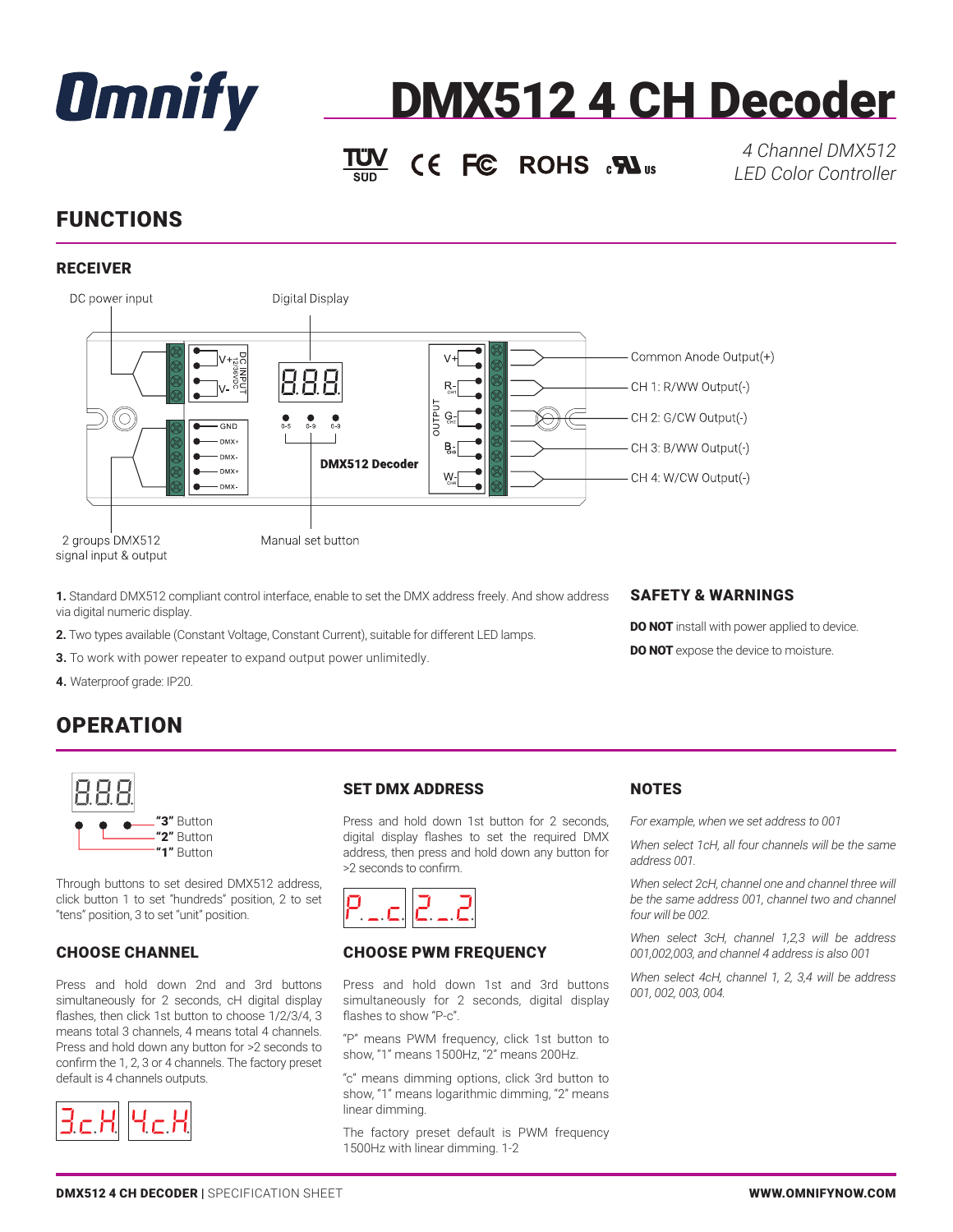# DMX512 4 CH Decoder

4 Channel DMX512 LED Color Controller

## FUNCTIONS

### RECEIVER

DC power input

Digital Display

Common Anode Output(+)

CH 1: R/WW Output(-)

CH 2: G/CW Output(-)

CH 3: B/WW Output(-)

CH 4: W/CW Output(-)

DMX512 Decoder

2 groups DMX512 signal input & output

Manual set button

**1.** Standard DMX512 compliant control interface, enable to set the DMX address freely. And show address via digital numeric display.

**2.** Two types available (Constant Voltage, Constant Current), suitable for different LED lamps.

**3.** To work with power repeater to expand output power unlimitedly.

**4.** Waterproof grade: IP20.

### SAFETY & WARNINGS

**DO NOT** install with power applied to device.

**DO NOT** expose the device to moisture.

## OPERATION

**"3"** Button
**"2"** Button
**"1"** Button

Through buttons to set desired DMX512 address, click button 1 to set "hundreds" position, 2 to set "tens" position, 3 to set "unit" position.

### CHOOSE CHANNEL

Press and hold down 2nd and 3rd buttons simultaneously for 2 seconds, cH digital display flashes, then click 1st button to choose 1/2/3/4, 3 means total 3 channels, 4 means total 4 channels. Press and hold down any button for >2 seconds to confirm the 1, 2, 3 or 4 channels. The factory preset default is 4 channels outputs.

### SET DMX ADDRESS

Press and hold down 1st button for 2 seconds, digital display flashes to set the required DMX address, then press and hold down any button for >2 seconds to confirm.

### CHOOSE PWM FREQUENCY

Press and hold down 1st and 3rd buttons simultaneously for 2 seconds, digital display flashes to show "P-c".

"P" means PWM frequency, click 1st button to show, "1" means 1500Hz, "2" means 200Hz.

"c" means dimming options, click 3rd button to show, "1" means logarithmic dimming, "2" means linear dimming.

The factory preset default is PWM frequency 1500Hz with linear dimming. 1-2

### NOTES

*For example, when we set address to 001*

*When select 1cH, all four channels will be the same address 001.*

*When select 2cH, channel one and channel three will be the same address 001, channel two and channel four will be 002.*

*When select 3cH, channel 1,2,3 will be address 001,002,003, and channel 4 address is also 001*

*When select 4cH, channel 1, 2, 3,4 will be address 001, 002, 003, 004.*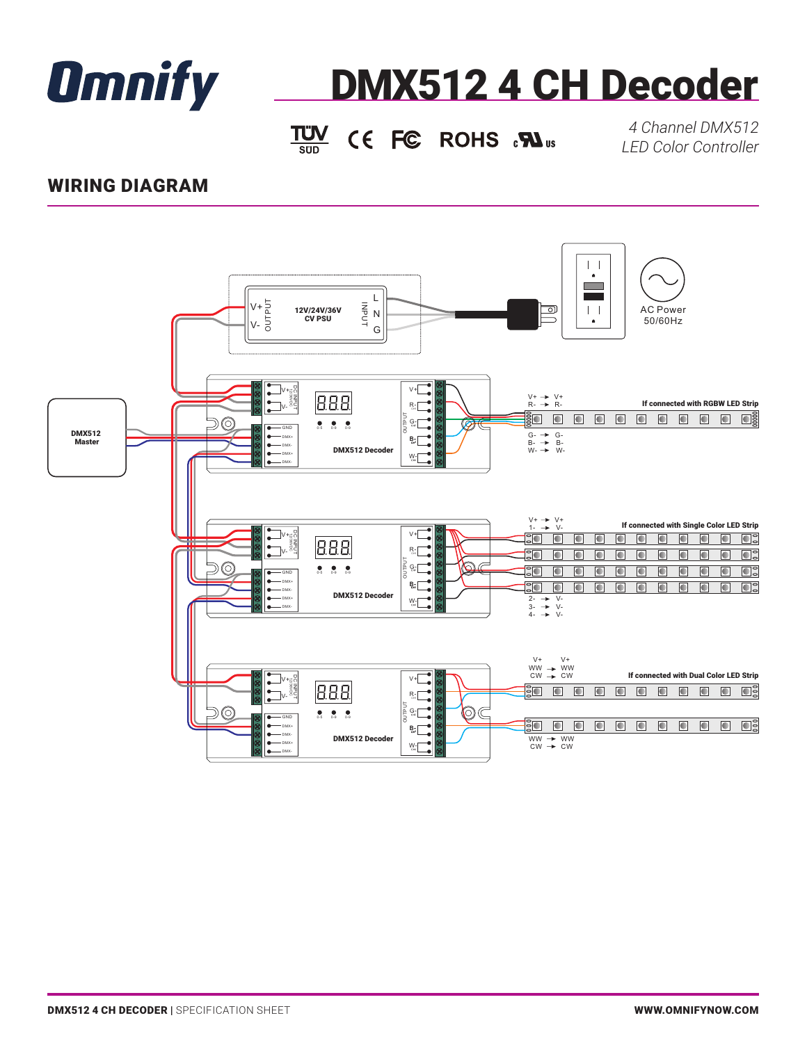# DMX512 4 CH Decoder

TÜV SÜD CE FC ROHS cULus

*4 Channel DMX512 LED Color Controller*

## WIRING DIAGRAM

V+ OUTPUT V-

12V/24V/36V CV PSU

L N G INPUT

AC Power 50/60Hz

DMX512 Master

DC INPUT V+ V-

GND DMX+ DMX- DMX+ DMX-

DMX512 Decoder

OUTPUT V+ R- G- B- W-

V+ → V+
R- → R-
G- → G-
B- → B-
W- → W-

If connected with RGBW LED Strip

V+ → V+
1- → V-
2- → V-
3- → V-
4- → V-

If connected with Single Color LED Strip

V+ V+
WW → WW
CW → CW

If connected with Dual Color LED Strip

WW → WW
CW → CW

**DMX512 4 CH DECODER** | SPECIFICATION SHEET

**WWW.OMNIFYNOW.COM**